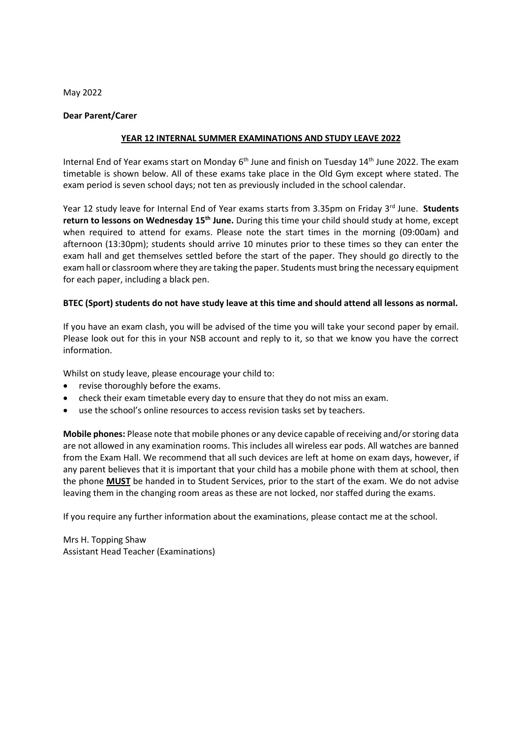May 2022

**Dear Parent/Carer**

**YEAR 12 INTERNAL SUMMER EXAMINATIONS AND STUDY LEAVE 2022**

Internal End of Year exams start on Monday 6th June and finish on Tuesday 14th June 2022. The exam timetable is shown below. All of these exams take place in the Old Gym except where stated. The exam period is seven school days; not ten as previously included in the school calendar.

Year 12 study leave for Internal End of Year exams starts from 3.35pm on Friday 3rd June. **Students return to lessons on Wednesday 15th June.** During this time your child should study at home, except when required to attend for exams. Please note the start times in the morning (09:00am) and afternoon (13:30pm); students should arrive 10 minutes prior to these times so they can enter the exam hall and get themselves settled before the start of the paper. They should go directly to the exam hall or classroom where they are taking the paper. Students must bring the necessary equipment for each paper, including a black pen.

**BTEC (Sport) students do not have study leave at this time and should attend all lessons as normal.**

If you have an exam clash, you will be advised of the time you will take your second paper by email. Please look out for this in your NSB account and reply to it, so that we know you have the correct information.

Whilst on study leave, please encourage your child to:

- revise thoroughly before the exams.
- check their exam timetable every day to ensure that they do not miss an exam.
- use the school's online resources to access revision tasks set by teachers.

**Mobile phones:** Please note that mobile phones or any device capable of receiving and/or storing data are not allowed in any examination rooms. This includes all wireless ear pods. All watches are banned from the Exam Hall. We recommend that all such devices are left at home on exam days, however, if any parent believes that it is important that your child has a mobile phone with them at school, then the phone **MUST** be handed in to Student Services, prior to the start of the exam. We do not advise leaving them in the changing room areas as these are not locked, nor staffed during the exams.

If you require any further information about the examinations, please contact me at the school.

Mrs H. Topping Shaw
Assistant Head Teacher (Examinations)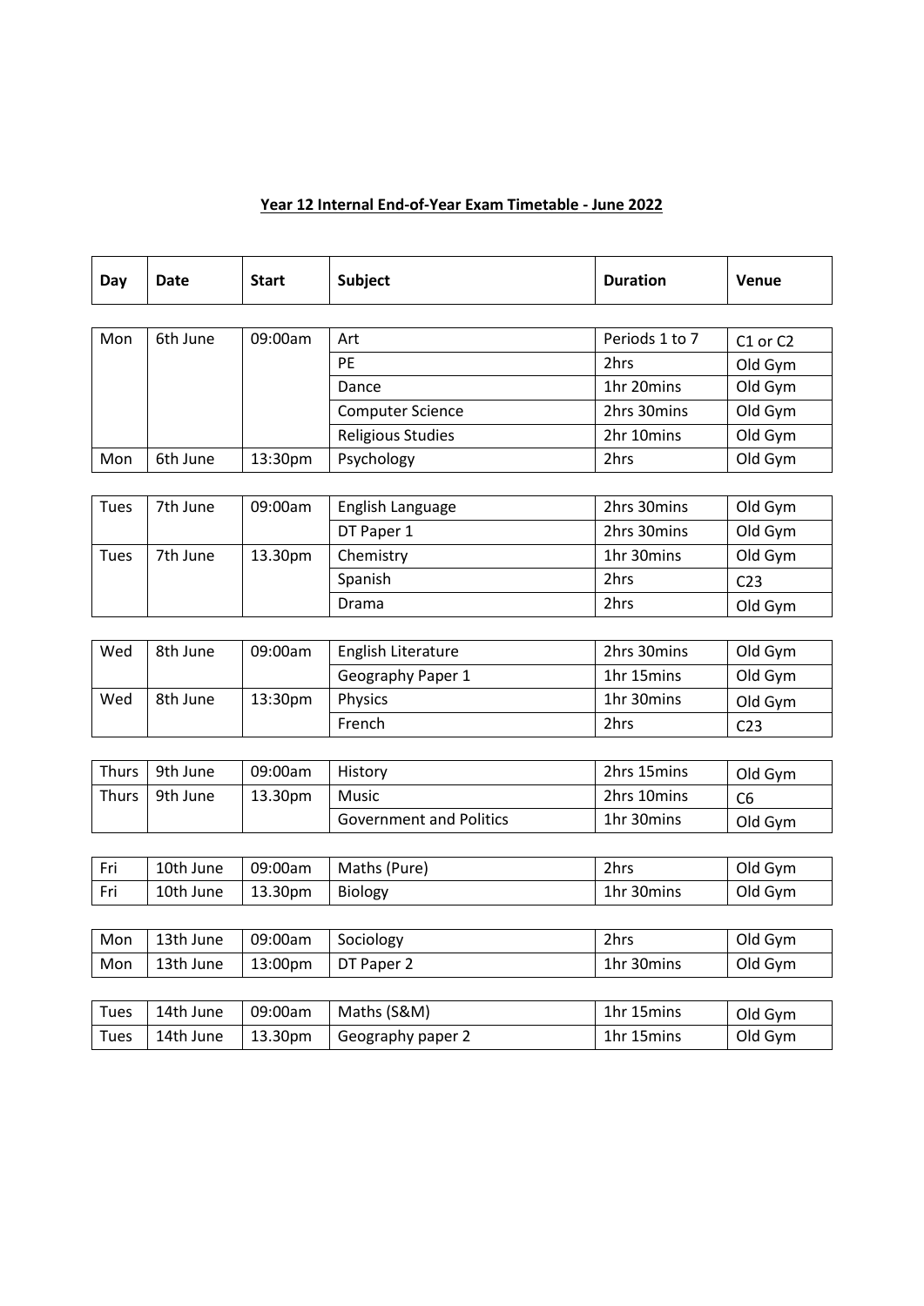**Year 12 Internal End-of-Year Exam Timetable - June 2022**

| Day | Date | Start | Subject | Duration | Venue |
|---|---|---|---|---|---|
| Mon | 6th June | 09:00am | Art | Periods 1 to 7 | C1 or C2 |
| | | | PE | 2hrs | Old Gym |
| | | | Dance | 1hr 20mins | Old Gym |
| | | | Computer Science | 2hrs 30mins | Old Gym |
| | | | Religious Studies | 2hr 10mins | Old Gym |
| Mon | 6th June | 13:30pm | Psychology | 2hrs | Old Gym |
| Tues | 7th June | 09:00am | English Language | 2hrs 30mins | Old Gym |
| | | | DT Paper 1 | 2hrs 30mins | Old Gym |
| Tues | 7th June | 13.30pm | Chemistry | 1hr 30mins | Old Gym |
| | | | Spanish | 2hrs | C23 |
| | | | Drama | 2hrs | Old Gym |
| Wed | 8th June | 09:00am | English Literature | 2hrs 30mins | Old Gym |
| | | | Geography Paper 1 | 1hr 15mins | Old Gym |
| Wed | 8th June | 13:30pm | Physics | 1hr 30mins | Old Gym |
| | | | French | 2hrs | C23 |
| Thurs | 9th June | 09:00am | History | 2hrs 15mins | Old Gym |
| Thurs | 9th June | 13.30pm | Music | 2hrs 10mins | C6 |
| | | | Government and Politics | 1hr 30mins | Old Gym |
| Fri | 10th June | 09:00am | Maths (Pure) | 2hrs | Old Gym |
| Fri | 10th June | 13.30pm | Biology | 1hr 30mins | Old Gym |
| Mon | 13th June | 09:00am | Sociology | 2hrs | Old Gym |
| Mon | 13th June | 13:00pm | DT Paper 2 | 1hr 30mins | Old Gym |
| Tues | 14th June | 09:00am | Maths (S&M) | 1hr 15mins | Old Gym |
| Tues | 14th June | 13.30pm | Geography paper 2 | 1hr 15mins | Old Gym |